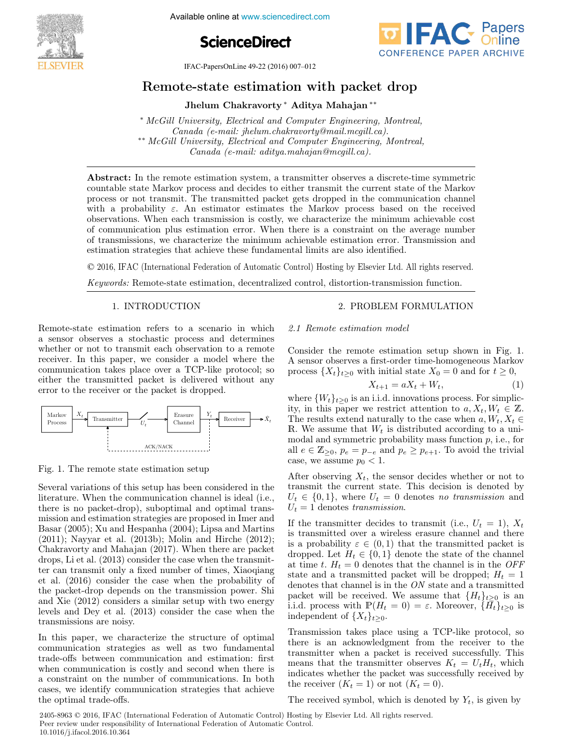# Remote-state estimation with packet drop

**Jhelum Chakravorty** [*] **Aditya Mahajan** [**]

[*] McGill University, Electrical and Computer Engineering, Montreal, Canada (e-mail: jhelum.chakravorty@mail.mcgill.ca).

[**] McGill University, Electrical and Computer Engineering, Montreal, Canada (e-mail: aditya.mahajan@mcgill.ca).

**Abstract:** In the remote estimation system, a transmitter observes a discrete-time symmetric countable state Markov process and decides to either transmit the current state of the Markov process or not transmit. The transmitted packet gets dropped in the communication channel with a probability $\varepsilon$. An estimator estimates the Markov process based on the received observations. When each transmission is costly, we characterize the minimum achievable cost of communication plus estimation error. When there is a constraint on the average number of transmissions, we characterize the minimum achievable estimation error. Transmission and estimation strategies that achieve these fundamental limits are also identified.

© 2016, IFAC (International Federation of Automatic Control) Hosting by Elsevier Ltd. All rights reserved.

*Keywords:* Remote-state estimation, decentralized control, distortion-transmission function.

## 1. INTRODUCTION

Remote-state estimation refers to a scenario in which a sensor observes a stochastic process and determines whether or not to transmit each observation to a remote receiver. In this paper, we consider a model where the communication takes place over a TCP-like protocol; so either the transmitted packet is delivered without any error to the receiver or the packet is dropped.

Fig. 1. The remote state estimation setup

Several variations of this setup has been considered in the literature. When the communication channel is ideal (i.e., there is no packet-drop), suboptimal and optimal transmission and estimation strategies are proposed in Imer and Basar (2005); Xu and Hespanha (2004); Lipsa and Martins (2011); Nayyar et al. (2013b); Molin and Hirche (2012); Chakravorty and Mahajan (2017). When there are packet drops, Li et al. (2013) consider the case when the transmitter can transmit only a fixed number of times, Xiaoqiang et al. (2016) consider the case when the probability of the packet-drop depends on the transmission power. Shi and Xie (2012) considers a similar setup with two energy levels and Dey et al. (2013) consider the case when the transmissions are noisy.

In this paper, we characterize the structure of optimal communication strategies as well as two fundamental trade-offs between communication and estimation: first when communication is costly and second when there is a constraint on the number of communications. In both cases, we identify communication strategies that achieve the optimal trade-offs.

## 2. PROBLEM FORMULATION

### 2.1 Remote estimation model

Consider the remote estimation setup shown in Fig. 1. A sensor observes a first-order time-homogeneous Markov process $\{X_t\}_{t\geq 0}$ with initial state $X_0 = 0$ and for $t \geq 0$,

$$X_{t+1} = aX_t + W_t, \tag{1}$$

where $\{W_t\}_{t\geq 0}$ is an i.i.d. innovations process. For simplicity, in this paper we restrict attention to $a, X_t, W_t \in \mathbb{Z}$. The results extend naturally to the case when $a, W_t, X_t \in \mathbb{R}$. We assume that $W_t$ is distributed according to a unimodal and symmetric probability mass function $p$, i.e., for all $e \in \mathbb{Z}_{\geq 0}$, $p_e = p_{-e}$ and $p_e \geq p_{e+1}$. To avoid the trivial case, we assume $p_0 < 1$.

After observing $X_t$, the sensor decides whether or not to transmit the current state. This decision is denoted by $U_t \in \{0, 1\}$, where $U_t = 0$ denotes *no transmission* and $U_t = 1$ denotes *transmission*.

If the transmitter decides to transmit (i.e., $U_t = 1$), $X_t$ is transmitted over a wireless erasure channel and there is a probability $\varepsilon \in (0, 1)$ that the transmitted packet is dropped. Let $H_t \in \{0, 1\}$ denote the state of the channel at time $t$. $H_t = 0$ denotes that the channel is in the *OFF* state and a transmitted packet will be dropped; $H_t = 1$ denotes that channel is in the *ON* state and a transmitted packet will be received. We assume that $\{H_t\}_{t\geq 0}$ is an i.i.d. process with $\mathbb{P}(H_t = 0) = \varepsilon$. Moreover, $\{H_t\}_{t\geq 0}$ is independent of $\{X_t\}_{t\geq 0}$.

Transmission takes place using a TCP-like protocol, so there is an acknowledgment from the receiver to the transmitter when a packet is received successfully. This means that the transmitter observes $K_t = U_t H_t$, which indicates whether the packet was successfully received by the receiver ($K_t = 1$) or not ($K_t = 0$).

The received symbol, which is denoted by $Y_t$, is given by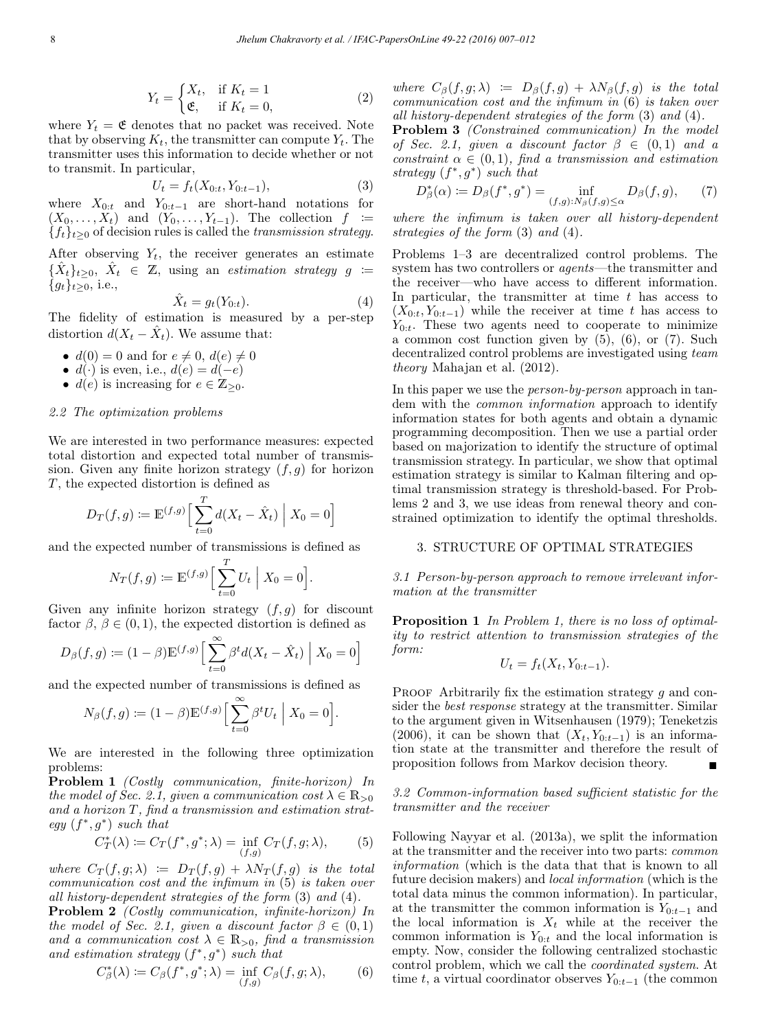$$
Y_t = \begin{cases} X_t, & \text{if } K_t = 1 \\ \mathfrak{E}, & \text{if } K_t = 0, \end{cases} \tag{2}
$$

where $Y_t = \mathfrak{E}$ denotes that no packet was received. Note that by observing $K_t$, the transmitter can compute $Y_t$. The transmitter uses this information to decide whether or not to transmit. In particular,

$$
U_t = f_t(X_{0:t}, Y_{0:t-1}), \tag{3}
$$

where $X_{0:t}$ and $Y_{0:t-1}$ are short-hand notations for $(X_0, \dots, X_t)$ and $(Y_0, \dots, Y_{t-1})$. The collection $f := \{f_t\}_{t \geq 0}$ of decision rules is called the *transmission strategy*.

After observing $Y_t$, the receiver generates an estimate $\{\hat{X}_t\}_{t \geq 0}$, $\hat{X}_t \in \mathbb{Z}$, using an *estimation strategy* $g := \{g_t\}_{t \geq 0}$, i.e.,

$$
\hat{X}_t = g_t(Y_{0:t}). \tag{4}
$$

The fidelity of estimation is measured by a per-step distortion $d(X_t - \hat{X}_t)$. We assume that:

- $d(0) = 0$ and for $e \neq 0$, $d(e) \neq 0$
- $d(\cdot)$ is even, i.e., $d(e) = d(-e)$
- $d(e)$ is increasing for $e \in \mathbb{Z}_{\geq 0}$.

### 2.2 The optimization problems

We are interested in two performance measures: expected total distortion and expected total number of transmission. Given any finite horizon strategy $(f, g)$ for horizon $T$, the expected distortion is defined as

$$
D_T(f, g) := \mathbb{E}^{(f,g)}\Big[\sum_{t=0}^{T} d(X_t - \hat{X}_t) \;\Big|\; X_0 = 0\Big]
$$

and the expected number of transmissions is defined as

$$
N_T(f, g) := \mathbb{E}^{(f,g)}\Big[\sum_{t=0}^{T} U_t \;\Big|\; X_0 = 0\Big].
$$

Given any infinite horizon strategy $(f, g)$ for discount factor $\beta$, $\beta \in (0, 1)$, the expected distortion is defined as

$$
D_\beta(f, g) := (1-\beta)\mathbb{E}^{(f,g)}\Big[\sum_{t=0}^{\infty} \beta^t d(X_t - \hat{X}_t) \;\Big|\; X_0 = 0\Big]
$$

and the expected number of transmissions is defined as

$$
N_\beta(f, g) := (1-\beta)\mathbb{E}^{(f,g)}\Big[\sum_{t=0}^{\infty} \beta^t U_t \;\Big|\; X_0 = 0\Big].
$$

We are interested in the following three optimization problems:

**Problem 1** *(Costly communication, finite-horizon) In the model of Sec. 2.1, given a communication cost $\lambda \in \mathbb{R}_{>0}$ and a horizon $T$, find a transmission and estimation strategy $(f^*, g^*)$ such that*

$$
C_T^*(\lambda) := C_T(f^*, g^*; \lambda) = \inf_{(f,g)} C_T(f, g; \lambda), \tag{5}
$$

*where $C_T(f, g; \lambda) := D_T(f, g) + \lambda N_T(f, g)$ is the total communication cost and the infimum in (5) is taken over all history-dependent strategies of the form (3) and (4).*

**Problem 2** *(Costly communication, infinite-horizon) In the model of Sec. 2.1, given a discount factor $\beta \in (0, 1)$ and a communication cost $\lambda \in \mathbb{R}_{>0}$, find a transmission and estimation strategy $(f^*, g^*)$ such that*

$$
C_\beta^*(\lambda) := C_\beta(f^*, g^*; \lambda) = \inf_{(f,g)} C_\beta(f, g; \lambda), \tag{6}
$$

*where $C_\beta(f, g; \lambda) := D_\beta(f, g) + \lambda N_\beta(f, g)$ is the total communication cost and the infimum in (6) is taken over all history-dependent strategies of the form (3) and (4).*

**Problem 3** *(Constrained communication) In the model of Sec. 2.1, given a discount factor $\beta \in (0, 1)$ and a constraint $\alpha \in (0, 1)$, find a transmission and estimation strategy $(f^*, g^*)$ such that*

$$
D_\beta^*(\alpha) := D_\beta(f^*, g^*) = \inf_{(f,g) : N_\beta(f,g) \leq \alpha} D_\beta(f, g), \tag{7}
$$

*where the infimum is taken over all history-dependent strategies of the form (3) and (4).*

Problems 1–3 are decentralized control problems. The system has two controllers or *agents*—the transmitter and the receiver—who have access to different information. In particular, the transmitter at time $t$ has access to $(X_{0:t}, Y_{0:t-1})$ while the receiver at time $t$ has access to $Y_{0:t}$. These two agents need to cooperate to minimize a common cost function given by (5), (6), or (7). Such decentralized control problems are investigated using *team theory* Mahajan et al. (2012).

In this paper we use the *person-by-person* approach in tandem with the *common information* approach to identify information states for both agents and obtain a dynamic programming decomposition. Then we use a partial order based on majorization to identify the structure of optimal transmission strategy. In particular, we show that optimal estimation strategy is similar to Kalman filtering and optimal transmission strategy is threshold-based. For Problems 2 and 3, we use ideas from renewal theory and constrained optimization to identify the optimal thresholds.

## 3. STRUCTURE OF OPTIMAL STRATEGIES

### 3.1 Person-by-person approach to remove irrelevant information at the transmitter

**Proposition 1** *In Problem 1, there is no loss of optimality to restrict attention to transmission strategies of the form:*

$$
U_t = f_t(X_t, Y_{0:t-1}).
$$

PROOF Arbitrarily fix the estimation strategy $g$ and consider the *best response* strategy at the transmitter. Similar to the argument given in Witsenhausen (1979); Teneketzis (2006), it can be shown that $(X_t, Y_{0:t-1})$ is an information state at the transmitter and therefore the result of proposition follows from Markov decision theory. ■

### 3.2 Common-information based sufficient statistic for the transmitter and the receiver

Following Nayyar et al. (2013a), we split the information at the transmitter and the receiver into two parts: *common information* (which is the data that that is known to all future decision makers) and *local information* (which is the total data minus the common information). In particular, at the transmitter the common information is $Y_{0:t-1}$ and the local information is $X_t$ while at the receiver the common information is $Y_{0:t}$ and the local information is empty. Now, consider the following centralized stochastic control problem, which we call the *coordinated system*. At time $t$, a virtual coordinator observes $Y_{0:t-1}$ (the common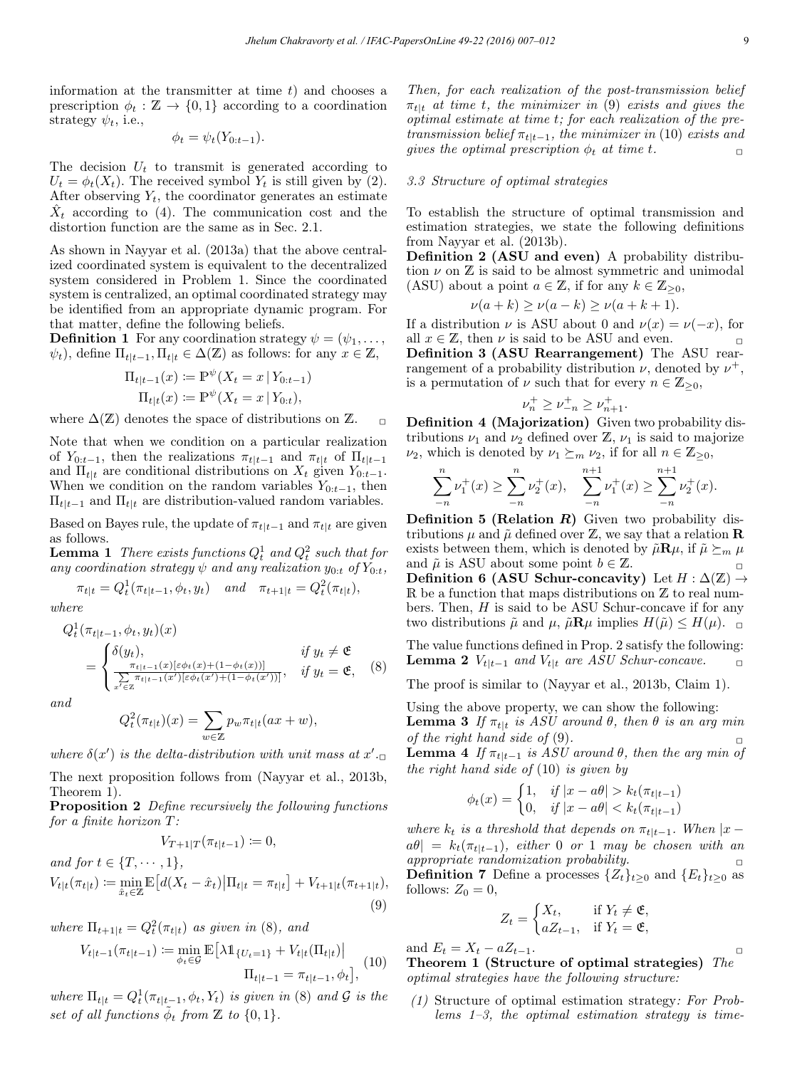information at the transmitter at time $t$) and chooses a prescription $\phi_t : \mathbb{Z} \to \{0, 1\}$ according to a coordination strategy $\psi_t$, i.e.,

$$\phi_t = \psi_t(Y_{0:t-1}).$$

The decision $U_t$ to transmit is generated according to $U_t = \phi_t(X_t)$. The received symbol $Y_t$ is still given by (2). After observing $Y_t$, the coordinator generates an estimate $\hat{X}_t$ according to (4). The communication cost and the distortion function are the same as in Sec. 2.1.

As shown in Nayyar et al. (2013a) that the above centralized coordinated system is equivalent to the decentralized system considered in Problem 1. Since the coordinated system is centralized, an optimal coordinated strategy may be identified from an appropriate dynamic program. For that matter, define the following beliefs.

**Definition 1** For any coordination strategy $\psi = (\psi_1, \dots, \psi_t)$, define $\Pi_{t|t-1}, \Pi_{t|t} \in \Delta(\mathbb{Z})$ as follows: for any $x \in \mathbb{Z}$,

$$\Pi_{t|t-1}(x) := \mathbb{P}^{\psi}(X_t = x \,|\, Y_{0:t-1})$$
$$\Pi_{t|t}(x) := \mathbb{P}^{\psi}(X_t = x \,|\, Y_{0:t}),$$

where $\Delta(\mathbb{Z})$ denotes the space of distributions on $\mathbb{Z}$. □

Note that when we condition on a particular realization of $Y_{0:t-1}$, then the realizations $\pi_{t|t-1}$ and $\pi_{t|t}$ of $\Pi_{t|t-1}$ and $\Pi_{t|t}$ are conditional distributions on $X_t$ given $Y_{0:t-1}$. When we condition on the random variables $Y_{0:t-1}$, then $\Pi_{t|t-1}$ and $\Pi_{t|t}$ are distribution-valued random variables.

Based on Bayes rule, the update of $\pi_{t|t-1}$ and $\pi_{t|t}$ are given as follows.

**Lemma 1** *There exists functions $Q^1_t$ and $Q^2_t$ such that for any coordination strategy $\psi$ and any realization $y_{0:t}$ of $Y_{0:t}$,*

$$\pi_{t|t} = Q^1_t(\pi_{t|t-1}, \phi_t, y_t) \quad \text{and} \quad \pi_{t+1|t} = Q^2_t(\pi_{t|t}),$$

*where*

$$Q^1_t(\pi_{t|t-1}, \phi_t, y_t)(x) = \begin{cases} \delta(y_t), & \text{if } y_t \neq \mathfrak{E} \\ \dfrac{\pi_{t|t-1}(x)[\varepsilon\phi_t(x) + (1-\phi_t(x))]}{\sum_{x' \in \mathbb{Z}} \pi_{t|t-1}(x')[\varepsilon\phi_t(x') + (1-\phi_t(x'))]}, & \text{if } y_t = \mathfrak{E}, \end{cases} \tag{8}$$

*and*

$$Q^2_t(\pi_{t|t})(x) = \sum_{w \in \mathbb{Z}} p_w \pi_{t|t}(ax + w),$$

*where $\delta(x')$ is the delta-distribution with unit mass at $x'$.* □

The next proposition follows from (Nayyar et al., 2013b, Theorem 1).

**Proposition 2** *Define recursively the following functions for a finite horizon $T$:*

$$V_{T+1|T}(\pi_{t|t-1}) := 0,$$

*and for $t \in \{T, \cdots, 1\}$,*

$$V_{t|t}(\pi_{t|t}) := \min_{\hat{x}_t \in \mathbb{Z}} \mathbb{E}\big[d(X_t - \hat{x}_t) \big| \Pi_{t|t} = \pi_{t|t}\big] + V_{t+1|t}(\pi_{t+1|t}), \tag{9}$$

*where $\Pi_{t+1|t} = Q^2_t(\pi_{t|t})$ as given in (8), and*

$$V_{t|t-1}(\pi_{t|t-1}) := \min_{\phi_t \in \mathcal{G}} \mathbb{E}\big[\lambda \mathbb{1}_{\{U_t=1\}} + V_{t|t}(\Pi_{t|t}) \big| \Pi_{t|t-1} = \pi_{t|t-1}, \phi_t\big], \tag{10}$$

*where $\Pi_{t|t} = Q^1_t(\pi_{t|t-1}, \phi_t, Y_t)$ is given in (8) and $\mathcal{G}$ is the set of all functions $\tilde{\phi}_t$ from $\mathbb{Z}$ to $\{0, 1\}$.*

*Then, for each realization of the post-transmission belief $\pi_{t|t}$ at time $t$, the minimizer in (9) exists and gives the optimal estimate at time $t$; for each realization of the pre-transmission belief $\pi_{t|t-1}$, the minimizer in (10) exists and gives the optimal prescription $\phi_t$ at time $t$.* □

### 3.3 Structure of optimal strategies

To establish the structure of optimal transmission and estimation strategies, we state the following definitions from Nayyar et al. (2013b).

**Definition 2 (ASU and even)** A probability distribution $\nu$ on $\mathbb{Z}$ is said to be almost symmetric and unimodal (ASU) about a point $a \in \mathbb{Z}$, if for any $k \in \mathbb{Z}_{\geq 0}$,

$$\nu(a + k) \geq \nu(a - k) \geq \nu(a + k + 1).$$

If a distribution $\nu$ is ASU about 0 and $\nu(x) = \nu(-x)$, for all $x \in \mathbb{Z}$, then $\nu$ is said to be ASU and even. □

**Definition 3 (ASU Rearrangement)** The ASU rearrangement of a probability distribution $\nu$, denoted by $\nu^+$, is a permutation of $\nu$ such that for every $n \in \mathbb{Z}_{\geq 0}$,

$$\nu^+_n \geq \nu^+_{-n} \geq \nu^+_{n+1}.$$

**Definition 4 (Majorization)** Given two probability distributions $\nu_1$ and $\nu_2$ defined over $\mathbb{Z}$, $\nu_1$ is said to majorize $\nu_2$, which is denoted by $\nu_1 \succeq_m \nu_2$, if for all $n \in \mathbb{Z}_{\geq 0}$,

$$\sum_{-n}^{n} \nu^+_1(x) \geq \sum_{-n}^{n} \nu^+_2(x), \quad \sum_{-n}^{n+1} \nu^+_1(x) \geq \sum_{-n}^{n+1} \nu^+_2(x).$$

**Definition 5 (Relation $\boldsymbol{R}$)** Given two probability distributions $\mu$ and $\tilde{\mu}$ defined over $\mathbb{Z}$, we say that a relation $\mathbf{R}$ exists between them, which is denoted by $\tilde{\mu}\mathbf{R}\mu$, if $\tilde{\mu} \succeq_m \mu$ and $\tilde{\mu}$ is ASU about some point $b \in \mathbb{Z}$. □

**Definition 6 (ASU Schur-concavity)** Let $H : \Delta(\mathbb{Z}) \to \mathbb{R}$ be a function that maps distributions on $\mathbb{Z}$ to real numbers. Then, $H$ is said to be ASU Schur-concave if for any two distributions $\tilde{\mu}$ and $\mu$, $\tilde{\mu}\mathbf{R}\mu$ implies $H(\tilde{\mu}) \leq H(\mu)$. □

The value functions defined in Prop. 2 satisfy the following:

**Lemma 2** *$V_{t|t-1}$ and $V_{t|t}$ are ASU Schur-concave.* □

The proof is similar to (Nayyar et al., 2013b, Claim 1).

Using the above property, we can show the following:

**Lemma 3** *If $\pi_{t|t}$ is ASU around $\theta$, then $\theta$ is an arg min of the right hand side of (9).* □

**Lemma 4** *If $\pi_{t|t-1}$ is ASU around $\theta$, then the arg min of the right hand side of (10) is given by*

$$\phi_t(x) = \begin{cases} 1, & \text{if } |x - a\theta| > k_t(\pi_{t|t-1}) \\ 0, & \text{if } |x - a\theta| < k_t(\pi_{t|t-1}) \end{cases}$$

*where $k_t$ is a threshold that depends on $\pi_{t|t-1}$. When $|x - a\theta| = k_t(\pi_{t|t-1})$, either 0 or 1 may be chosen with an appropriate randomization probability.* □

**Definition 7** Define a processes $\{Z_t\}_{t\geq 0}$ and $\{E_t\}_{t\geq 0}$ as follows: $Z_0 = 0$,

$$Z_t = \begin{cases} X_t, & \text{if } Y_t \neq \mathfrak{E}, \\ aZ_{t-1}, & \text{if } Y_t = \mathfrak{E}, \end{cases}$$

and $E_t = X_t - aZ_{t-1}$. □

**Theorem 1 (Structure of optimal strategies)** *The optimal strategies have the following structure:*

*(1)* Structure of optimal estimation strategy*: For Problems 1–3, the optimal estimation strategy is time-*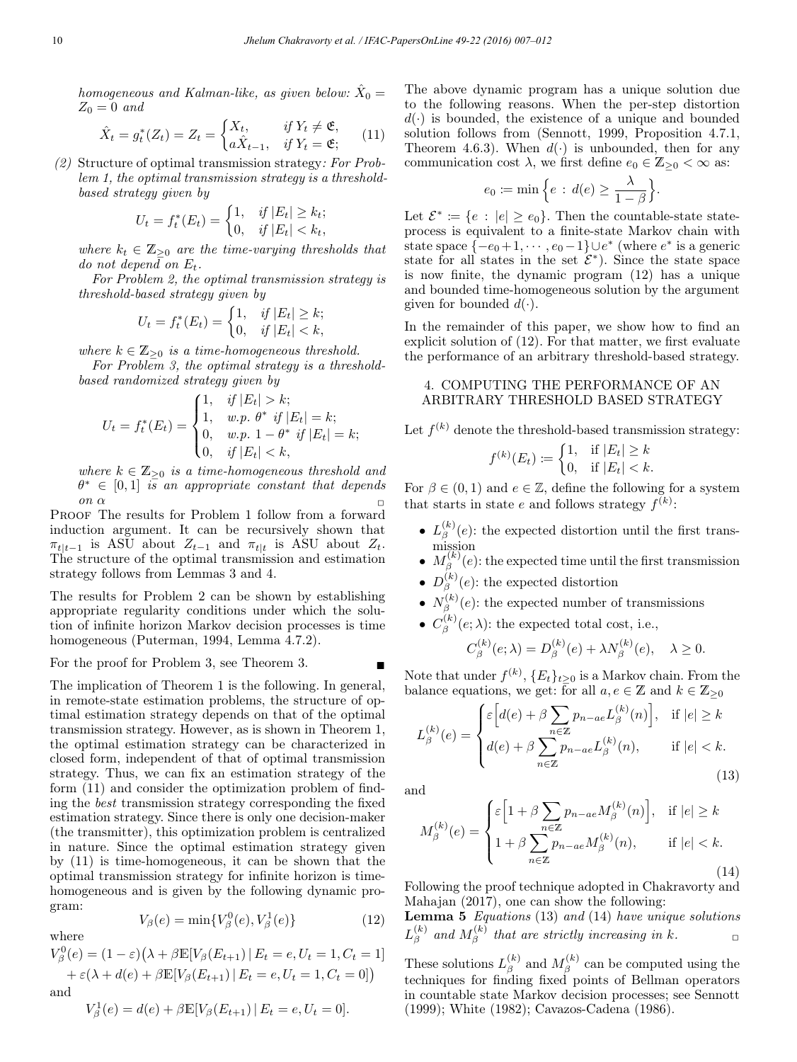*homogeneous and Kalman-like, as given below:* $\hat{X}_0 = Z_0 = 0$ *and*

$$\hat{X}_t = g_t^*(Z_t) = Z_t = \begin{cases} X_t, & \text{if } Y_t \neq \mathfrak{E}, \\ a\hat{X}_{t-1}, & \text{if } Y_t = \mathfrak{E}; \end{cases} \tag{11}$$

(2) Structure of optimal transmission strategy*: For Problem 1, the optimal transmission strategy is a threshold-based strategy given by*

$$U_t = f_t^*(E_t) = \begin{cases} 1, & \text{if } |E_t| \geq k_t; \\ 0, & \text{if } |E_t| < k_t, \end{cases}$$

*where* $k_t \in \mathbb{Z}_{\geq 0}$ *are the time-varying thresholds that do not depend on* $E_t$.

*For Problem 2, the optimal transmission strategy is threshold-based strategy given by*

$$U_t = f_t^*(E_t) = \begin{cases} 1, & \text{if } |E_t| \geq k; \\ 0, & \text{if } |E_t| < k, \end{cases}$$

*where* $k \in \mathbb{Z}_{\geq 0}$ *is a time-homogeneous threshold.*

*For Problem 3, the optimal strategy is a threshold-based randomized strategy given by*

$$U_t = f_t^*(E_t) = \begin{cases} 1, & \text{if } |E_t| > k; \\ 1, & \text{w.p. } \theta^* \text{ if } |E_t| = k; \\ 0, & \text{w.p. } 1-\theta^* \text{ if } |E_t| = k; \\ 0, & \text{if } |E_t| < k, \end{cases}$$

*where* $k \in \mathbb{Z}_{\geq 0}$ *is a time-homogeneous threshold and* $\theta^* \in [0,1]$ *is an appropriate constant that depends on* $\alpha$ □

Proof The results for Problem 1 follow from a forward induction argument. It can be recursively shown that $\pi_{t|t-1}$ is ASU about $Z_{t-1}$ and $\pi_{t|t}$ is ASU about $Z_t$. The structure of the optimal transmission and estimation strategy follows from Lemmas 3 and 4.

The results for Problem 2 can be shown by establishing appropriate regularity conditions under which the solution of infinite horizon Markov decision processes is time homogeneous (Puterman, 1994, Lemma 4.7.2).

For the proof for Problem 3, see Theorem 3. ■

The implication of Theorem 1 is the following. In general, in remote-state estimation problems, the structure of optimal estimation strategy depends on that of the optimal transmission strategy. However, as is shown in Theorem 1, the optimal estimation strategy can be characterized in closed form, independent of that of optimal transmission strategy. Thus, we can fix an estimation strategy of the form (11) and consider the optimization problem of finding the *best* transmission strategy corresponding the fixed estimation strategy. Since there is only one decision-maker (the transmitter), this optimization problem is centralized in nature. Since the optimal estimation strategy given by (11) is time-homogeneous, it can be shown that the optimal transmission strategy for infinite horizon is time-homogeneous and is given by the following dynamic program:

$$V_\beta(e) = \min\{V_\beta^0(e), V_\beta^1(e)\} \tag{12}$$

where

$$V_\beta^0(e) = (1-\varepsilon)\big(\lambda + \beta\mathbb{E}[V_\beta(E_{t+1}) \,|\, E_t = e, U_t = 1, C_t = 1] + \varepsilon(\lambda + d(e) + \beta\mathbb{E}[V_\beta(E_{t+1}) \,|\, E_t = e, U_t = 1, C_t = 0]\big)$$

and

$$V_\beta^1(e) = d(e) + \beta\mathbb{E}[V_\beta(E_{t+1}) \,|\, E_t = e, U_t = 0].$$

The above dynamic program has a unique solution due to the following reasons. When the per-step distortion $d(\cdot)$ is bounded, the existence of a unique and bounded solution follows from (Sennott, 1999, Proposition 4.7.1, Theorem 4.6.3). When $d(\cdot)$ is unbounded, then for any communication cost $\lambda$, we first define $e_0 \in \mathbb{Z}_{\geq 0} < \infty$ as:

$$e_0 := \min\Big\{e \,:\, d(e) \geq \frac{\lambda}{1-\beta}\Big\}.$$

Let $\mathcal{E}^* := \{e \,:\, |e| \geq e_0\}$. Then the countable-state state-process is equivalent to a finite-state Markov chain with state space $\{-e_0+1, \cdots, e_0-1\} \cup e^*$ (where $e^*$ is a generic state for all states in the set $\mathcal{E}^*$). Since the state space is now finite, the dynamic program (12) has a unique and bounded time-homogeneous solution by the argument given for bounded $d(\cdot)$.

In the remainder of this paper, we show how to find an explicit solution of (12). For that matter, we first evaluate the performance of an arbitrary threshold-based strategy.

## 4. COMPUTING THE PERFORMANCE OF AN ARBITRARY THRESHOLD BASED STRATEGY

Let $f^{(k)}$ denote the threshold-based transmission strategy:

$$f^{(k)}(E_t) := \begin{cases} 1, & \text{if } |E_t| \geq k \\ 0, & \text{if } |E_t| < k. \end{cases}$$

For $\beta \in (0,1)$ and $e \in \mathbb{Z}$, define the following for a system that starts in state $e$ and follows strategy $f^{(k)}$:

- $L_\beta^{(k)}(e)$: the expected distortion until the first transmission
- $M_\beta^{(k)}(e)$: the expected time until the first transmission
- $D_\beta^{(k)}(e)$: the expected distortion
- $N_\beta^{(k)}(e)$: the expected number of transmissions
- $C_\beta^{(k)}(e;\lambda)$: the expected total cost, i.e.,

$$C_\beta^{(k)}(e;\lambda) = D_\beta^{(k)}(e) + \lambda N_\beta^{(k)}(e), \quad \lambda \geq 0.$$

Note that under $f^{(k)}$, $\{E_t\}_{t\geq 0}$ is a Markov chain. From the balance equations, we get: for all $a, e \in \mathbb{Z}$ and $k \in \mathbb{Z}_{\geq 0}$

$$L_\beta^{(k)}(e) = \begin{cases} \varepsilon\Big[d(e) + \beta\sum_{n\in\mathbb{Z}} p_{n-ae} L_\beta^{(k)}(n)\Big], & \text{if } |e| \geq k \\ d(e) + \beta\sum_{n\in\mathbb{Z}} p_{n-ae} L_\beta^{(k)}(n), & \text{if } |e| < k. \end{cases} \tag{13}$$

and

$$M_\beta^{(k)}(e) = \begin{cases} \varepsilon\Big[1 + \beta\sum_{n\in\mathbb{Z}} p_{n-ae} M_\beta^{(k)}(n)\Big], & \text{if } |e| \geq k \\ 1 + \beta\sum_{n\in\mathbb{Z}} p_{n-ae} M_\beta^{(k)}(n), & \text{if } |e| < k. \end{cases} \tag{14}$$

Following the proof technique adopted in Chakravorty and Mahajan (2017), one can show the following:

**Lemma 5** *Equations* (13) *and* (14) *have unique solutions* $L_\beta^{(k)}$ *and* $M_\beta^{(k)}$ *that are strictly increasing in* $k$. □

These solutions $L_\beta^{(k)}$ and $M_\beta^{(k)}$ can be computed using the techniques for finding fixed points of Bellman operators in countable state Markov decision processes; see Sennott (1999); White (1982); Cavazos-Cadena (1986).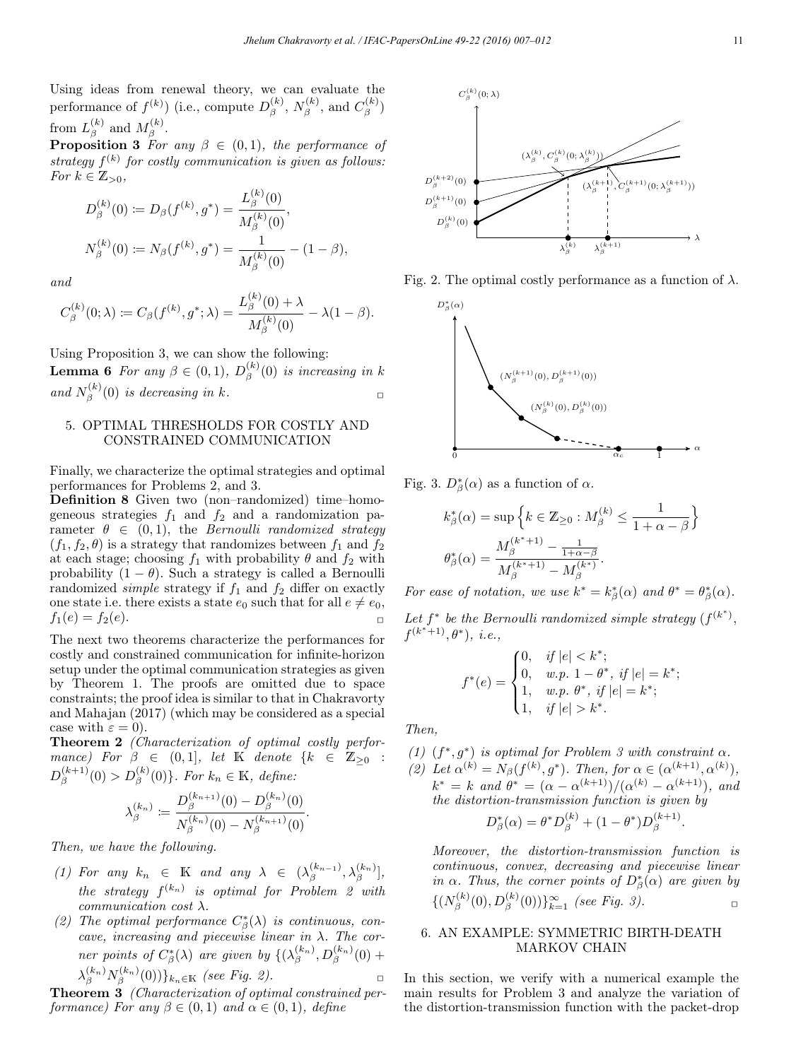Using ideas from renewal theory, we can evaluate the performance of $f^{(k)}$) (i.e., compute $D_\beta^{(k)}$, $N_\beta^{(k)}$, and $C_\beta^{(k)}$) from $L_\beta^{(k)}$ and $M_\beta^{(k)}$.

**Proposition 3** *For any $\beta \in (0,1)$, the performance of strategy $f^{(k)}$ for costly communication is given as follows: For $k \in \mathbb{Z}_{>0}$,*

$$D_\beta^{(k)}(0) := D_\beta(f^{(k)}, g^*) = \frac{L_\beta^{(k)}(0)}{M_\beta^{(k)}(0)},$$

$$N_\beta^{(k)}(0) := N_\beta(f^{(k)}, g^*) = \frac{1}{M_\beta^{(k)}(0)} - (1-\beta),$$

*and*

$$C_\beta^{(k)}(0;\lambda) := C_\beta(f^{(k)}, g^*;\lambda) = \frac{L_\beta^{(k)}(0) + \lambda}{M_\beta^{(k)}(0)} - \lambda(1-\beta).$$

Using Proposition 3, we can show the following:

**Lemma 6** *For any $\beta \in (0,1)$, $D_\beta^{(k)}(0)$ is increasing in $k$ and $N_\beta^{(k)}(0)$ is decreasing in $k$.* □

## 5. OPTIMAL THRESHOLDS FOR COSTLY AND CONSTRAINED COMMUNICATION

Finally, we characterize the optimal strategies and optimal performances for Problems 2, and 3.

**Definition 8** Given two (non–randomized) time–homogeneous strategies $f_1$ and $f_2$ and a randomization parameter $\theta \in (0,1)$, the *Bernoulli randomized strategy* $(f_1, f_2, \theta)$ is a strategy that randomizes between $f_1$ and $f_2$ at each stage; choosing $f_1$ with probability $\theta$ and $f_2$ with probability $(1-\theta)$. Such a strategy is called a Bernoulli randomized *simple* strategy if $f_1$ and $f_2$ differ on exactly one state i.e. there exists a state $e_0$ such that for all $e \neq e_0$, $f_1(e) = f_2(e)$. □

The next two theorems characterize the performances for costly and constrained communication for infinite-horizon setup under the optimal communication strategies as given by Theorem 1. The proofs are omitted due to space constraints; the proof idea is similar to that in Chakravorty and Mahajan (2017) (which may be considered as a special case with $\varepsilon = 0$).

**Theorem 2** *(Characterization of optimal costly performance) For $\beta \in (0,1]$, let $\mathbb{K}$ denote $\{k \in \mathbb{Z}_{\geq 0} : D_\beta^{(k+1)}(0) > D_\beta^{(k)}(0)\}$. For $k_n \in \mathbb{K}$, define:*

$$\lambda_\beta^{(k_n)} := \frac{D_\beta^{(k_{n+1})}(0) - D_\beta^{(k_n)}(0)}{N_\beta^{(k_n)}(0) - N_\beta^{(k_{n+1})}(0)}.$$

*Then, we have the following.*

1. *For any $k_n \in \mathbb{K}$ and any $\lambda \in (\lambda_\beta^{(k_{n-1})}, \lambda_\beta^{(k_n)}]$, the strategy $f^{(k_n)}$ is optimal for Problem 2 with communication cost $\lambda$.*
2. *The optimal performance $C_\beta^*(\lambda)$ is continuous, concave, increasing and piecewise linear in $\lambda$. The corner points of $C_\beta^*(\lambda)$ are given by $\{(\lambda_\beta^{(k_n)}, D_\beta^{(k_n)}(0) + \lambda_\beta^{(k_n)} N_\beta^{(k_n)}(0))\}_{k_n \in \mathbb{K}}$ (see Fig. 2).* □

**Theorem 3** *(Characterization of optimal constrained performance) For any $\beta \in (0,1)$ and $\alpha \in (0,1)$, define*

Fig. 2. The optimal costly performance as a function of $\lambda$.

Fig. 3. $D_\beta^*(\alpha)$ as a function of $\alpha$.

$$k_\beta^*(\alpha) = \sup\Big\{k \in \mathbb{Z}_{\geq 0} : M_\beta^{(k)} \leq \frac{1}{1+\alpha-\beta}\Big\}$$

$$\theta_\beta^*(\alpha) = \frac{M_\beta^{(k^*+1)} - \frac{1}{1+\alpha-\beta}}{M_\beta^{(k^*+1)} - M_\beta^{(k^*)}}.$$

*For ease of notation, we use $k^* = k_\beta^*(\alpha)$ and $\theta^* = \theta_\beta^*(\alpha)$.*

*Let $f^*$ be the Bernoulli randomized simple strategy $(f^{(k^*)}, f^{(k^*+1)}, \theta^*)$, i.e.,*

$$f^*(e) = \begin{cases} 0, & \text{if } |e| < k^*; \\ 0, & \text{w.p. } 1-\theta^*, \text{ if } |e| = k^*; \\ 1, & \text{w.p. } \theta^*, \text{ if } |e| = k^*; \\ 1, & \text{if } |e| > k^*. \end{cases}$$

*Then,*

1. *$(f^*, g^*)$ is optimal for Problem 3 with constraint $\alpha$.*
2. *Let $\alpha^{(k)} = N_\beta(f^{(k)}, g^*)$. Then, for $\alpha \in (\alpha^{(k+1)}, \alpha^{(k)})$, $k^* = k$ and $\theta^* = (\alpha - \alpha^{(k+1)})/(\alpha^{(k)} - \alpha^{(k+1)})$, and the distortion-transmission function is given by*

$$D_\beta^*(\alpha) = \theta^* D_\beta^{(k)} + (1-\theta^*) D_\beta^{(k+1)}.$$

*Moreover, the distortion-transmission function is continuous, convex, decreasing and piecewise linear in $\alpha$. Thus, the corner points of $D_\beta^*(\alpha)$ are given by $\{(N_\beta^{(k)}(0), D_\beta^{(k)}(0))\}_{k=1}^{\infty}$ (see Fig. 3).* □

## 6. AN EXAMPLE: SYMMETRIC BIRTH-DEATH MARKOV CHAIN

In this section, we verify with a numerical example the main results for Problem 3 and analyze the variation of the distortion-transmission function with the packet-drop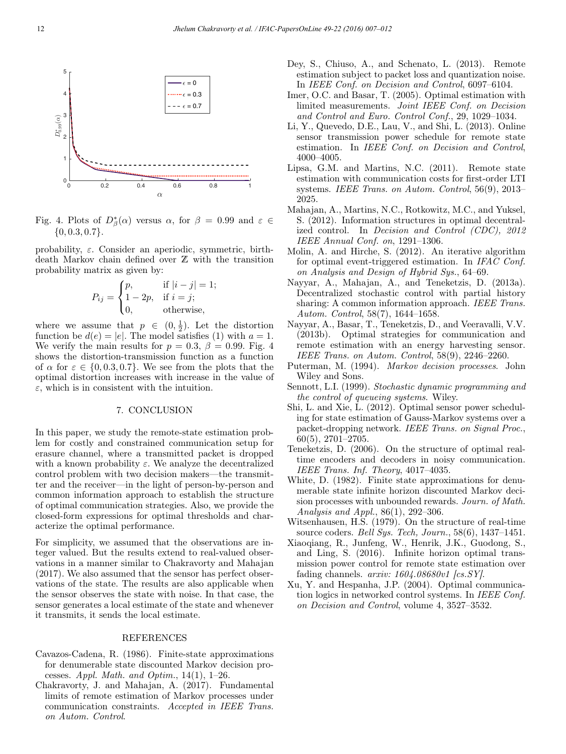5

4

3

2

1

0

0 0.2 0.4 0.6 0.8 1

$\alpha$

$D^*_{0.99}(\alpha)$

$\epsilon = 0$

$\epsilon = 0.3$

$\epsilon = 0.7$

Fig. 4. Plots of $D^*_\beta(\alpha)$ versus $\alpha$, for $\beta = 0.99$ and $\varepsilon \in \{0, 0.3, 0.7\}$.

probability, $\varepsilon$. Consider an aperiodic, symmetric, birth-death Markov chain defined over $\mathbb{Z}$ with the transition probability matrix as given by:

$$P_{ij} = \begin{cases} p, & \text{if } |i-j| = 1; \\ 1-2p, & \text{if } i = j; \\ 0, & \text{otherwise,} \end{cases}$$

where we assume that $p \in (0, \frac{1}{2})$. Let the distortion function be $d(e) = |e|$. The model satisfies (1) with $a = 1$. We verify the main results for $p = 0.3$, $\beta = 0.99$. Fig. 4 shows the distortion-transmission function as a function of $\alpha$ for $\varepsilon \in \{0, 0.3, 0.7\}$. We see from the plots that the optimal distortion increases with increase in the value of $\varepsilon$, which is in consistent with the intuition.

## 7. CONCLUSION

In this paper, we study the remote-state estimation problem for costly and constrained communication setup for erasure channel, where a transmitted packet is dropped with a known probability $\varepsilon$. We analyze the decentralized control problem with two decision makers—the transmitter and the receiver—in the light of person-by-person and common information approach to establish the structure of optimal communication strategies. Also, we provide the closed-form expressions for optimal thresholds and characterize the optimal performance.

For simplicity, we assumed that the observations are integer valued. But the results extend to real-valued observations in a manner similar to Chakravorty and Mahajan (2017). We also assumed that the sensor has perfect observations of the state. The results are also applicable when the sensor observes the state with noise. In that case, the sensor generates a local estimate of the state and whenever it transmits, it sends the local estimate.

## REFERENCES

Cavazos-Cadena, R. (1986). Finite-state approximations for denumerable state discounted Markov decision processes. *Appl. Math. and Optim.*, 14(1), 1–26.

Chakravorty, J. and Mahajan, A. (2017). Fundamental limits of remote estimation of Markov processes under communication constraints. *Accepted in IEEE Trans. on Autom. Control*.

Dey, S., Chiuso, A., and Schenato, L. (2013). Remote estimation subject to packet loss and quantization noise. In *IEEE Conf. on Decision and Control*, 6097–6104.

Imer, O.C. and Basar, T. (2005). Optimal estimation with limited measurements. *Joint IEEE Conf. on Decision and Control and Euro. Control Conf.*, 29, 1029–1034.

Li, Y., Quevedo, D.E., Lau, V., and Shi, L. (2013). Online sensor transmission power schedule for remote state estimation. In *IEEE Conf. on Decision and Control*, 4000–4005.

Lipsa, G.M. and Martins, N.C. (2011). Remote state estimation with communication costs for first-order LTI systems. *IEEE Trans. on Autom. Control*, 56(9), 2013–2025.

Mahajan, A., Martins, N.C., Rotkowitz, M.C., and Yuksel, S. (2012). Information structures in optimal decentralized control. In *Decision and Control (CDC), 2012 IEEE Annual Conf. on*, 1291–1306.

Molin, A. and Hirche, S. (2012). An iterative algorithm for optimal event-triggered estimation. In *IFAC Conf. on Analysis and Design of Hybrid Sys.*, 64–69.

Nayyar, A., Mahajan, A., and Teneketzis, D. (2013a). Decentralized stochastic control with partial history sharing: A common information approach. *IEEE Trans. Autom. Control*, 58(7), 1644–1658.

Nayyar, A., Basar, T., Teneketzis, D., and Veeravalli, V.V. (2013b). Optimal strategies for communication and remote estimation with an energy harvesting sensor. *IEEE Trans. on Autom. Control*, 58(9), 2246–2260.

Puterman, M. (1994). *Markov decision processes*. John Wiley and Sons.

Sennott, L.I. (1999). *Stochastic dynamic programming and the control of queueing systems*. Wiley.

Shi, L. and Xie, L. (2012). Optimal sensor power scheduling for state estimation of Gauss-Markov systems over a packet-dropping network. *IEEE Trans. on Signal Proc.*, 60(5), 2701–2705.

Teneketzis, D. (2006). On the structure of optimal real-time encoders and decoders in noisy communication. *IEEE Trans. Inf. Theory*, 4017–4035.

White, D. (1982). Finite state approximations for denumerable state infinite horizon discounted Markov decision processes with unbounded rewards. *Journ. of Math. Analysis and Appl.*, 86(1), 292–306.

Witsenhausen, H.S. (1979). On the structure of real-time source coders. *Bell Sys. Tech, Journ.*, 58(6), 1437–1451.

Xiaoqiang, R., Junfeng, W., Henrik, J.K., Guodong, S., and Ling, S. (2016). Infinite horizon optimal transmission power control for remote state estimation over fading channels. *arxiv: 1604.08680v1 [cs.SY]*.

Xu, Y. and Hespanha, J.P. (2004). Optimal communication logics in networked control systems. In *IEEE Conf. on Decision and Control*, volume 4, 3527–3532.